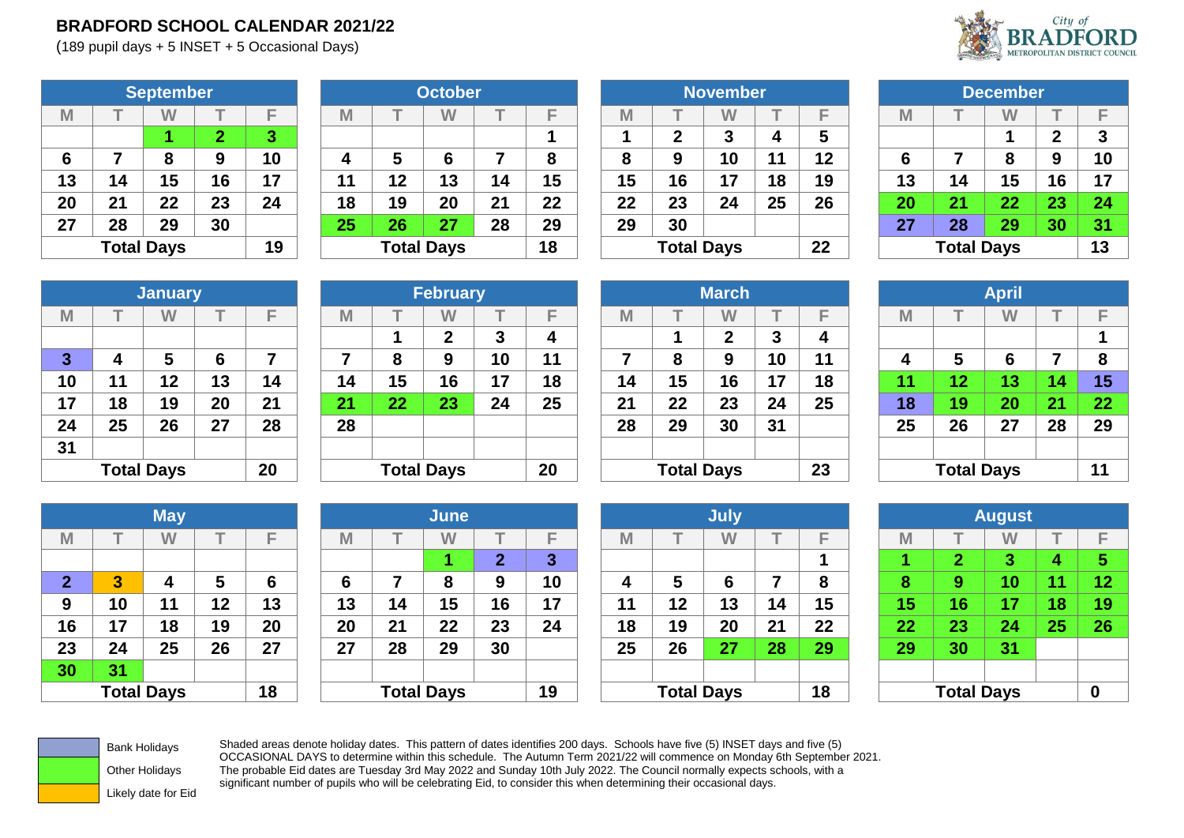# BRADFORD SCHOOL CALENDAR 2021/22

(189 pupil days + 5 INSET + 5 Occasional Days)

| September | | | | |
|---|---|---|---|---|
| M | T | W | T | F |
| | | 1 | 2 | 3 |
| 6 | 7 | 8 | 9 | 10 |
| 13 | 14 | 15 | 16 | 17 |
| 20 | 21 | 22 | 23 | 24 |
| 27 | 28 | 29 | 30 | |
| Total Days | | | | 19 |

| October | | | | |
|---|---|---|---|---|
| M | T | W | T | F |
| | | | | 1 |
| 4 | 5 | 6 | 7 | 8 |
| 11 | 12 | 13 | 14 | 15 |
| 18 | 19 | 20 | 21 | 22 |
| 25 | 26 | 27 | 28 | 29 |
| Total Days | | | | 18 |

| November | | | | |
|---|---|---|---|---|
| M | T | W | T | F |
| 1 | 2 | 3 | 4 | 5 |
| 8 | 9 | 10 | 11 | 12 |
| 15 | 16 | 17 | 18 | 19 |
| 22 | 23 | 24 | 25 | 26 |
| 29 | 30 | | | |
| Total Days | | | | 22 |

| December | | | | |
|---|---|---|---|---|
| M | T | W | T | F |
| | | 1 | 2 | 3 |
| 6 | 7 | 8 | 9 | 10 |
| 13 | 14 | 15 | 16 | 17 |
| 20 | 21 | 22 | 23 | 24 |
| 27 | 28 | 29 | 30 | 31 |
| Total Days | | | | 13 |

| January | | | | |
|---|---|---|---|---|
| M | T | W | T | F |
| | | | | |
| 3 | 4 | 5 | 6 | 7 |
| 10 | 11 | 12 | 13 | 14 |
| 17 | 18 | 19 | 20 | 21 |
| 24 | 25 | 26 | 27 | 28 |
| 31 | | | | |
| Total Days | | | | 20 |

| February | | | | |
|---|---|---|---|---|
| M | T | W | T | F |
| | 1 | 2 | 3 | 4 |
| 7 | 8 | 9 | 10 | 11 |
| 14 | 15 | 16 | 17 | 18 |
| 21 | 22 | 23 | 24 | 25 |
| 28 | | | | |
| Total Days | | | | 20 |

| March | | | | |
|---|---|---|---|---|
| M | T | W | T | F |
| | 1 | 2 | 3 | 4 |
| 7 | 8 | 9 | 10 | 11 |
| 14 | 15 | 16 | 17 | 18 |
| 21 | 22 | 23 | 24 | 25 |
| 28 | 29 | 30 | 31 | |
| Total Days | | | | 23 |

| April | | | | |
|---|---|---|---|---|
| M | T | W | T | F |
| | | | | 1 |
| 4 | 5 | 6 | 7 | 8 |
| 11 | 12 | 13 | 14 | 15 |
| 18 | 19 | 20 | 21 | 22 |
| 25 | 26 | 27 | 28 | 29 |
| Total Days | | | | 11 |

| May | | | | |
|---|---|---|---|---|
| M | T | W | T | F |
| | | | | |
| 2 | 3 | 4 | 5 | 6 |
| 9 | 10 | 11 | 12 | 13 |
| 16 | 17 | 18 | 19 | 20 |
| 23 | 24 | 25 | 26 | 27 |
| 30 | 31 | | | |
| Total Days | | | | 18 |

| June | | | | |
|---|---|---|---|---|
| M | T | W | T | F |
| | | 1 | 2 | 3 |
| 6 | 7 | 8 | 9 | 10 |
| 13 | 14 | 15 | 16 | 17 |
| 20 | 21 | 22 | 23 | 24 |
| 27 | 28 | 29 | 30 | |
| Total Days | | | | 19 |

| July | | | | |
|---|---|---|---|---|
| M | T | W | T | F |
| | | | | 1 |
| 4 | 5 | 6 | 7 | 8 |
| 11 | 12 | 13 | 14 | 15 |
| 18 | 19 | 20 | 21 | 22 |
| 25 | 26 | 27 | 28 | 29 |
| Total Days | | | | 18 |

| August | | | | |
|---|---|---|---|---|
| M | T | W | T | F |
| 1 | 2 | 3 | 4 | 5 |
| 8 | 9 | 10 | 11 | 12 |
| 15 | 16 | 17 | 18 | 19 |
| 22 | 23 | 24 | 25 | 26 |
| 29 | 30 | 31 | | |
| Total Days | | | | 0 |

Bank Holidays

Other Holidays

Likely date for Eid

Shaded areas denote holiday dates. This pattern of dates identifies 200 days. Schools have five (5) INSET days and five (5) OCCASIONAL DAYS to determine within this schedule. The Autumn Term 2021/22 will commence on Monday 6th September 2021. The probable Eid dates are Tuesday 3rd May 2022 and Sunday 10th July 2022. The Council normally expects schools, with a significant number of pupils who will be celebrating Eid, to consider this when determining their occasional days.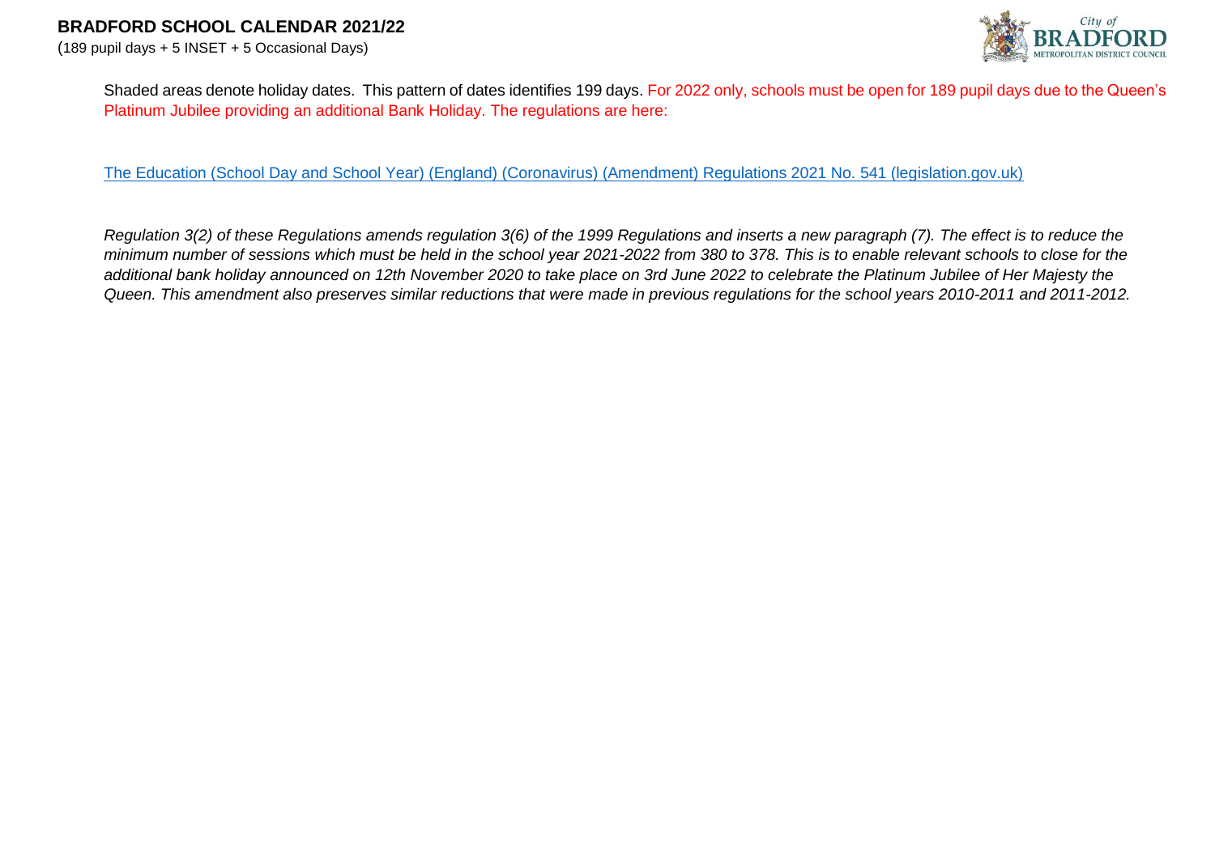**BRADFORD SCHOOL CALENDAR 2021/22**

(189 pupil days + 5 INSET + 5 Occasional Days)

Shaded areas denote holiday dates. This pattern of dates identifies 199 days. For 2022 only, schools must be open for 189 pupil days due to the Queen's Platinum Jubilee providing an additional Bank Holiday. The regulations are here:

[The Education (School Day and School Year) (England) (Coronavirus) (Amendment) Regulations 2021 No. 541 (legislation.gov.uk)]

*Regulation 3(2) of these Regulations amends regulation 3(6) of the 1999 Regulations and inserts a new paragraph (7). The effect is to reduce the minimum number of sessions which must be held in the school year 2021-2022 from 380 to 378. This is to enable relevant schools to close for the additional bank holiday announced on 12th November 2020 to take place on 3rd June 2022 to celebrate the Platinum Jubilee of Her Majesty the Queen. This amendment also preserves similar reductions that were made in previous regulations for the school years 2010-2011 and 2011-2012.*